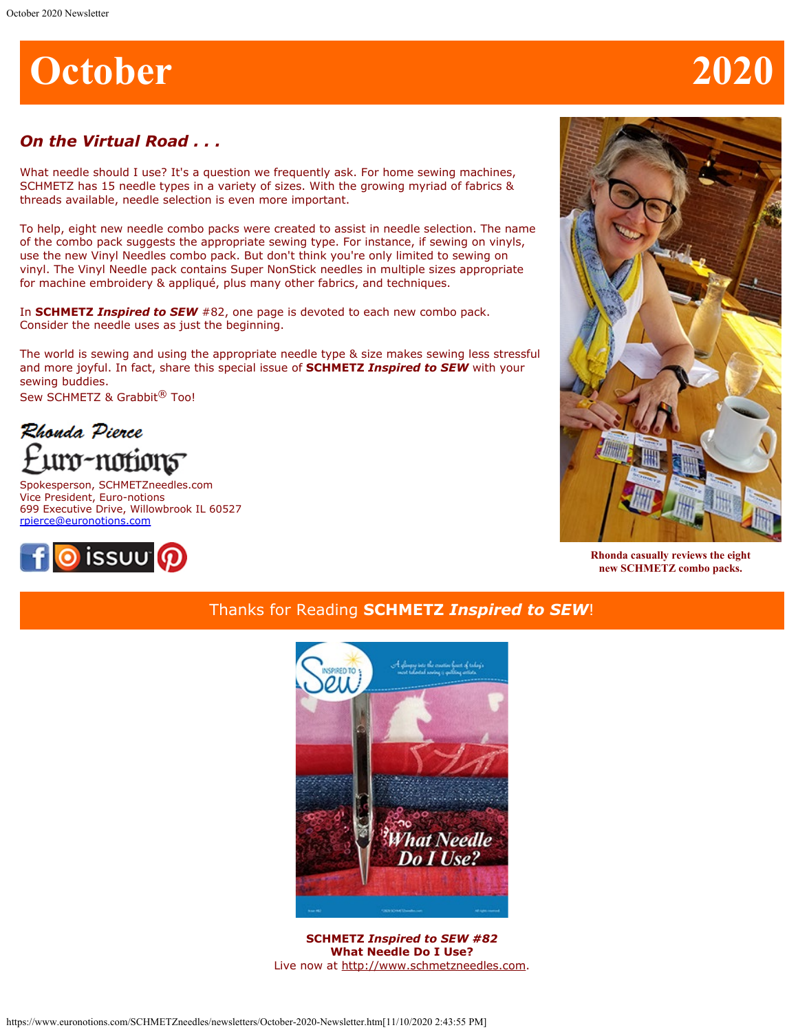# October 2020

## *On the Virtual Road . . .*

What needle should I use? It's a question we frequently ask. For home sewing machines, SCHMETZ has 15 needle types in a variety of sizes. With the growing myriad of fabrics & threads available, needle selection is even more important.

To help, eight new needle combo packs were created to assist in needle selection. The name of the combo pack suggests the appropriate sewing type. For instance, if sewing on vinyls, use the new Vinyl Needles combo pack. But don't think you're only limited to sewing on vinyl. The Vinyl Needle pack contains Super NonStick needles in multiple sizes appropriate for machine embroidery & appliqué, plus many other fabrics, and techniques.

In **SCHMETZ *Inspired to SEW*** #82, one page is devoted to each new combo pack. Consider the needle uses as just the beginning.

The world is sewing and using the appropriate needle type & size makes sewing less stressful and more joyful. In fact, share this special issue of **SCHMETZ *Inspired to SEW*** with your sewing buddies.
Sew SCHMETZ & Grabbit® Too!

Rhonda Pierce
Euro-notions
Spokesperson, SCHMETZneedles.com
Vice President, Euro-notions
699 Executive Drive, Willowbrook IL 60527
rpierce@euronotions.com

**Rhonda casually reviews the eight new SCHMETZ combo packs.**

Thanks for Reading **SCHMETZ *Inspired to SEW***!

**SCHMETZ *Inspired to SEW* #82**
**What Needle Do I Use?**
Live now at http://www.schmetzneedles.com.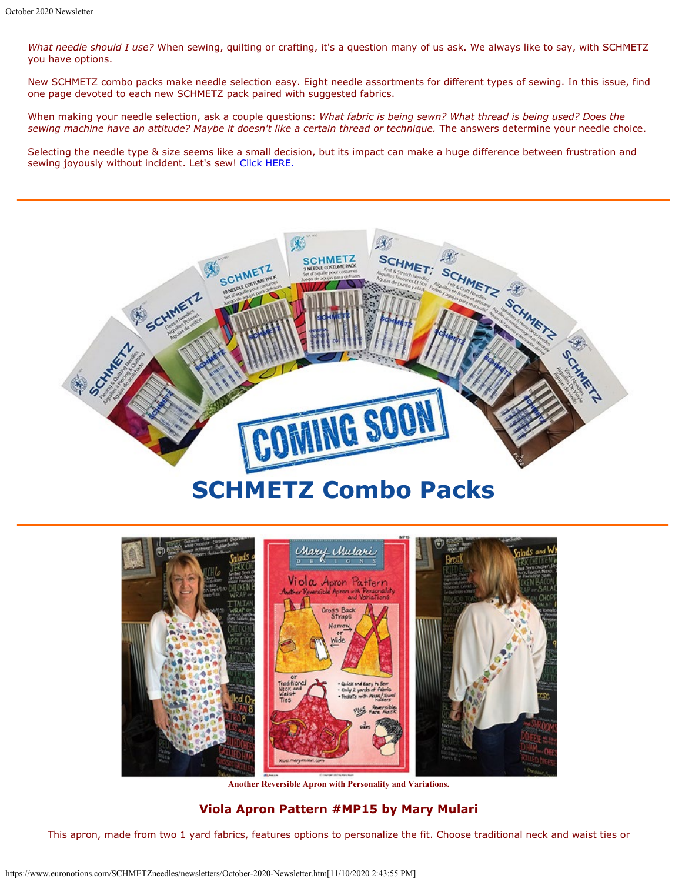*What needle should I use?* When sewing, quilting or crafting, it's a question many of us ask. We always like to say, with SCHMETZ you have options.

New SCHMETZ combo packs make needle selection easy. Eight needle assortments for different types of sewing. In this issue, find one page devoted to each new SCHMETZ pack paired with suggested fabrics.

When making your needle selection, ask a couple questions: *What fabric is being sewn? What thread is being used? Does the sewing machine have an attitude? Maybe it doesn't like a certain thread or technique.* The answers determine your needle choice.

Selecting the needle type & size seems like a small decision, but its impact can make a huge difference between frustration and sewing joyously without incident. Let's sew! Click HERE.

---

COMING SOON

# SCHMETZ Combo Packs

---

**Another Reversible Apron with Personality and Variations.**

### Viola Apron Pattern #MP15 by Mary Mulari

This apron, made from two 1 yard fabrics, features options to personalize the fit. Choose traditional neck and waist ties or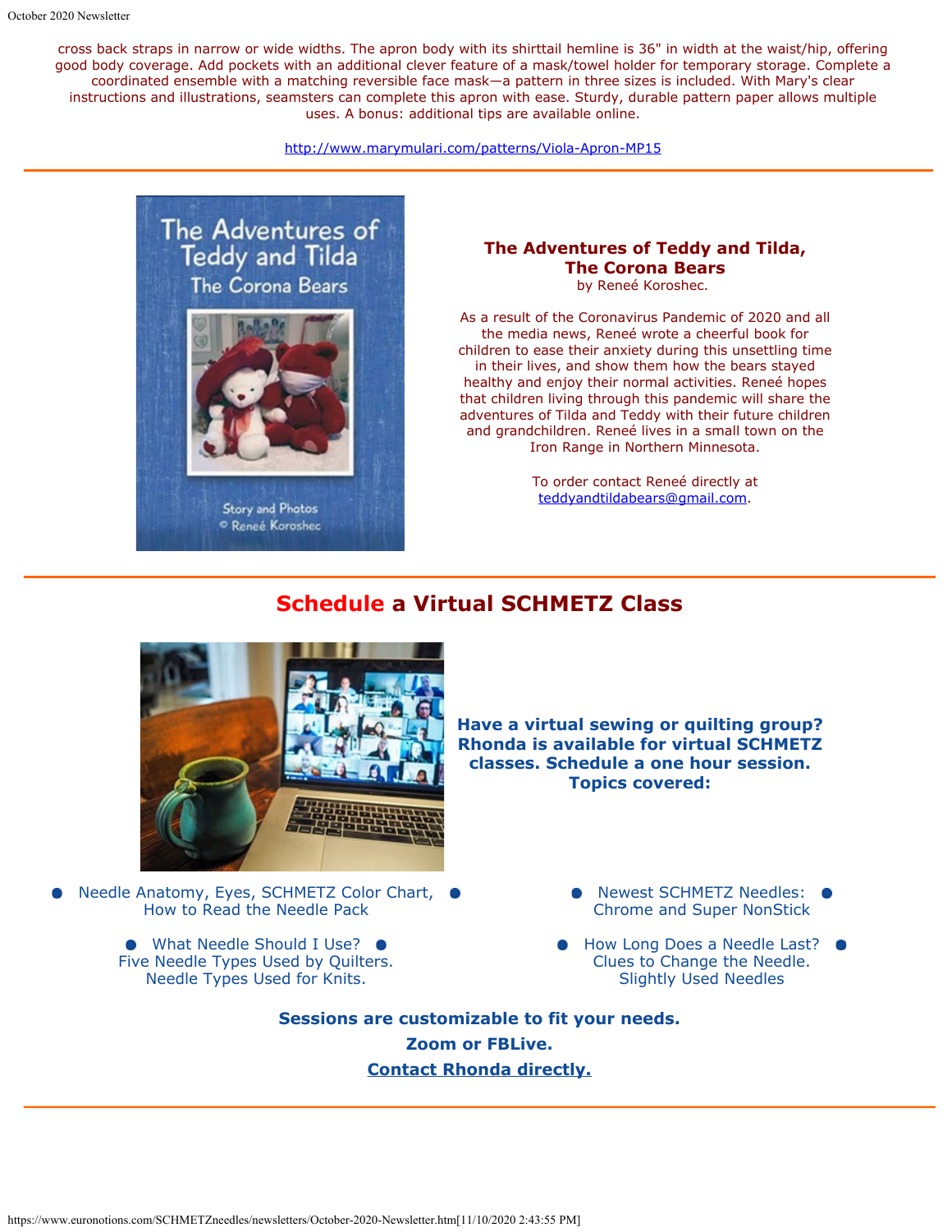cross back straps in narrow or wide widths. The apron body with its shirttail hemline is 36" in width at the waist/hip, offering good body coverage. Add pockets with an additional clever feature of a mask/towel holder for temporary storage. Complete a coordinated ensemble with a matching reversible face mask—a pattern in three sizes is included. With Mary's clear instructions and illustrations, seamsters can complete this apron with ease. Sturdy, durable pattern paper allows multiple uses. A bonus: additional tips are available online.

http://www.marymulari.com/patterns/Viola-Apron-MP15

---

**The Adventures of Teddy and Tilda, The Corona Bears**
by Reneé Koroshec.

As a result of the Coronavirus Pandemic of 2020 and all the media news, Reneé wrote a cheerful book for children to ease their anxiety during this unsettling time in their lives, and show them how the bears stayed healthy and enjoy their normal activities. Reneé hopes that children living through this pandemic will share the adventures of Tilda and Teddy with their future children and grandchildren. Reneé lives in a small town on the Iron Range in Northern Minnesota.

To order contact Reneé directly at teddyandtildabears@gmail.com.

---

## Schedule a Virtual SCHMETZ Class

**Have a virtual sewing or quilting group? Rhonda is available for virtual SCHMETZ classes. Schedule a one hour session. Topics covered:**

- Needle Anatomy, Eyes, SCHMETZ Color Chart, How to Read the Needle Pack
- What Needle Should I Use? Five Needle Types Used by Quilters. Needle Types Used for Knits.
- Newest SCHMETZ Needles: Chrome and Super NonStick
- How Long Does a Needle Last? Clues to Change the Needle. Slightly Used Needles

**Sessions are customizable to fit your needs.**

**Zoom or FBLive.**

**Contact Rhonda directly.**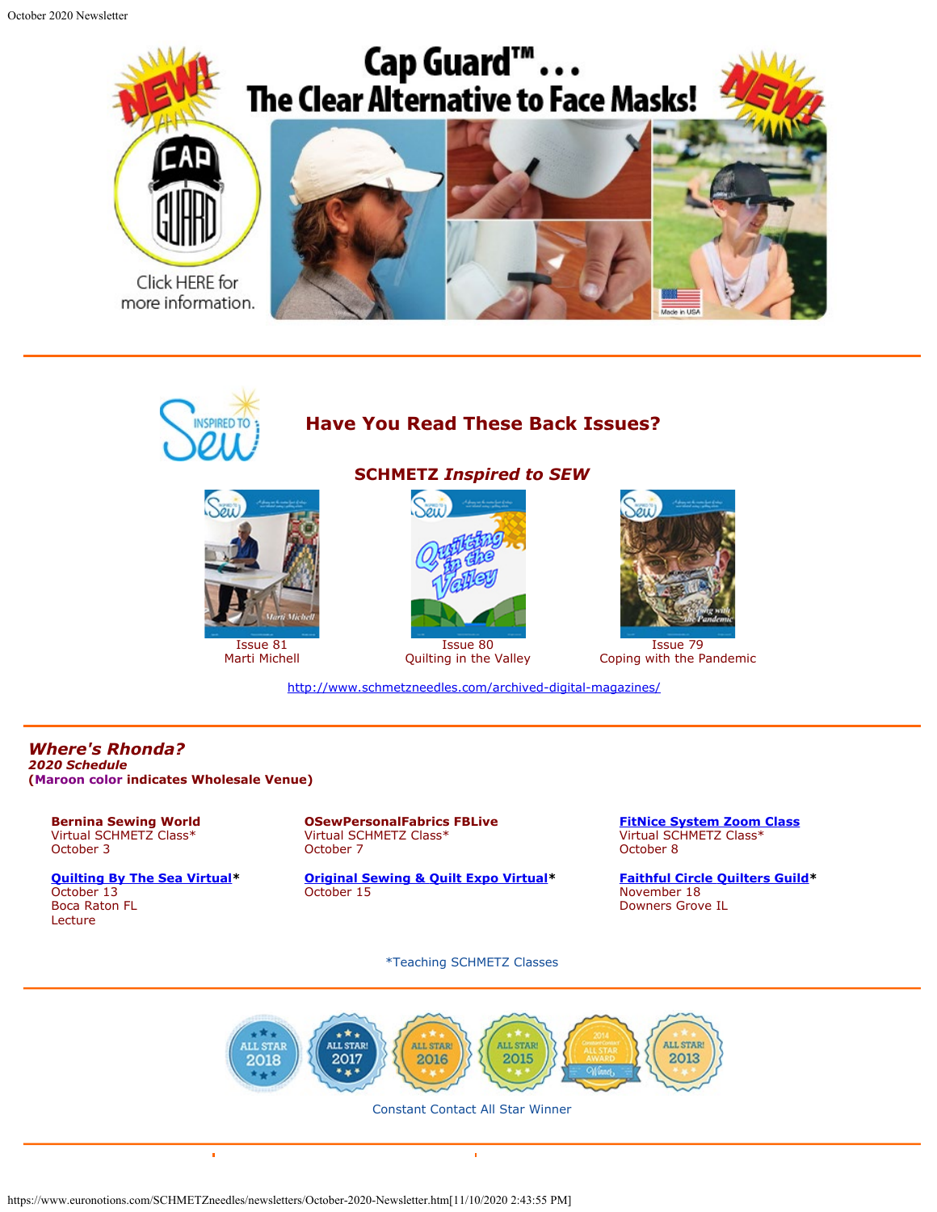Cap Guard™... The Clear Alternative to Face Masks!

NEW! NEW!

Click HERE for more information.

Made in USA

---

## Have You Read These Back Issues?

### SCHMETZ *Inspired to SEW*

Issue 81
Marti Michell

Issue 80
Quilting in the Valley

Issue 79
Coping with the Pandemic

http://www.schmetzneedles.com/archived-digital-magazines/

---

## *Where's Rhonda?*

***2020 Schedule***

**(Maroon color indicates Wholesale Venue)**

**Bernina Sewing World**
Virtual SCHMETZ Class*
October 3

**OSewPersonalFabrics FBLive**
Virtual SCHMETZ Class*
October 7

**FitNice System Zoom Class**
Virtual SCHMETZ Class*
October 8

**Quilting By The Sea Virtual***
October 13
Boca Raton FL
Lecture

**Original Sewing & Quilt Expo Virtual***
October 15

**Faithful Circle Quilters Guild***
November 18
Downers Grove IL

*Teaching SCHMETZ Classes

---

Constant Contact All Star Winner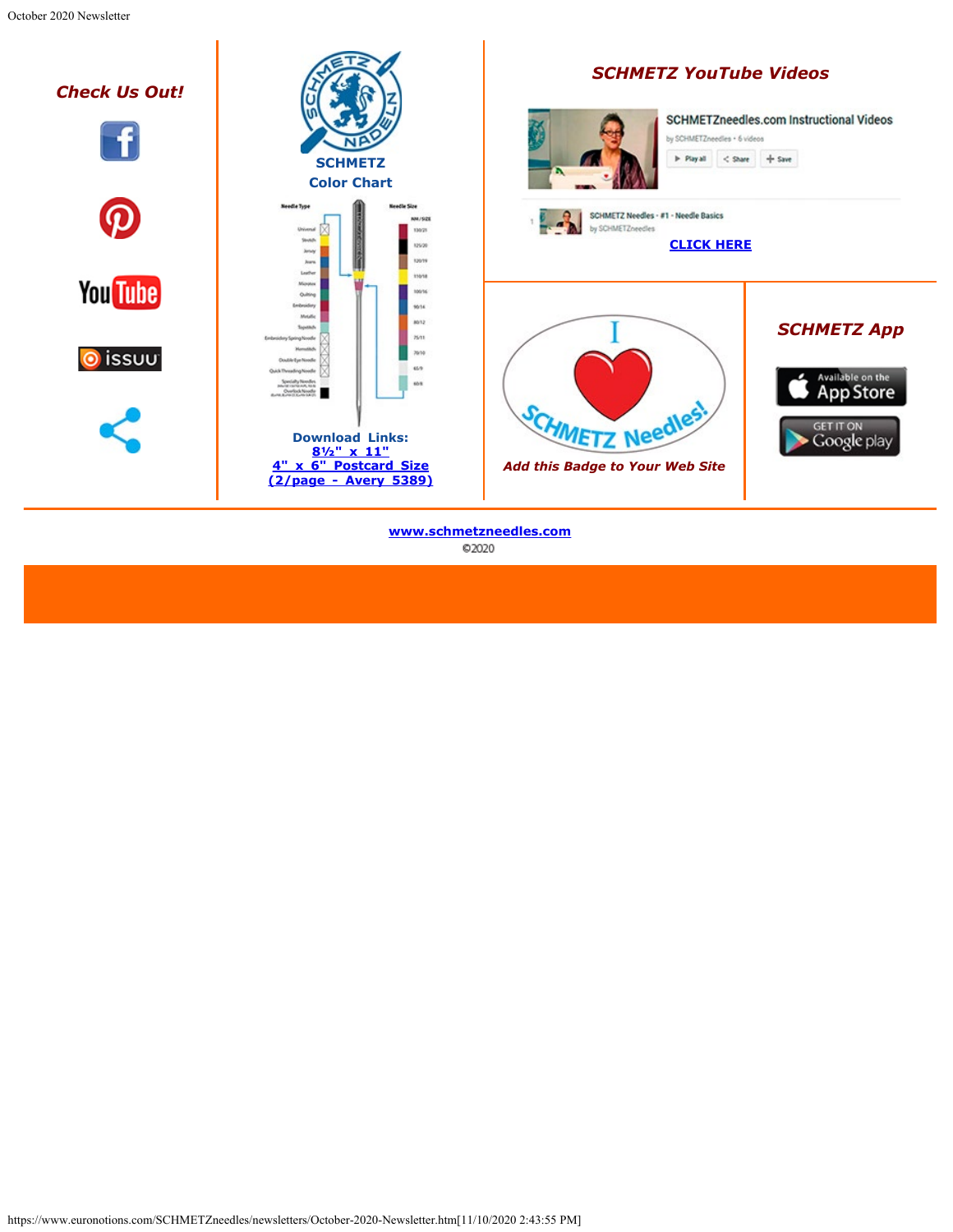### *Check Us Out!*

**SCHMETZ Color Chart**

**Download Links:**
**8½" x 11"**
**4" x 6" Postcard Size (2/page - Avery 5389)**

### *SCHMETZ YouTube Videos*

**CLICK HERE**

***Add this Badge to Your Web Site***

### *SCHMETZ App*

**www.schmetzneedles.com**
©2020